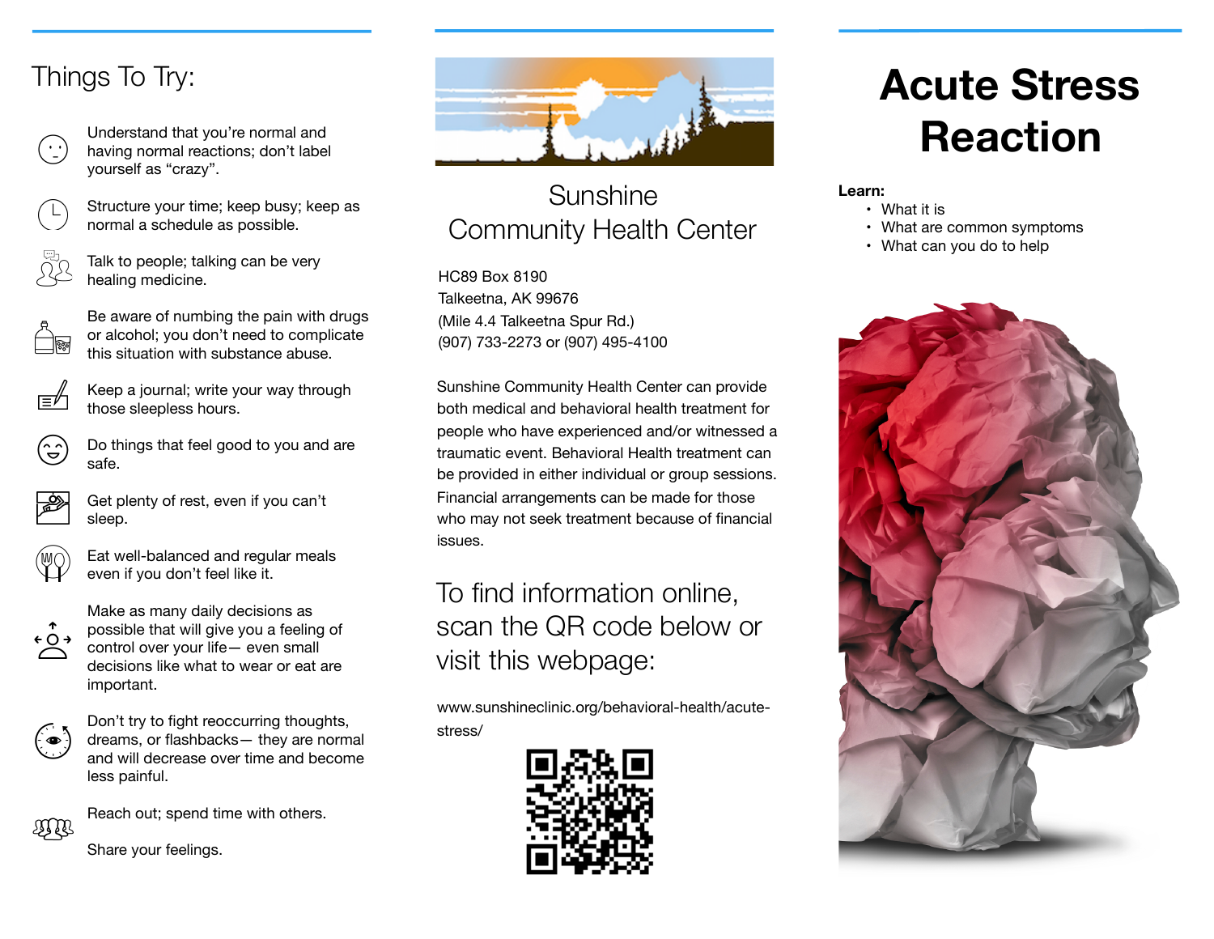## Things To Try:

- Understand that you're normal and having normal reactions; don't label yourself as "crazy".
- Structure your time; keep busy; keep as normal a schedule as possible.
- Talk to people; talking can be very healing medicine.
- Be aware of numbing the pain with drugs or alcohol; you don't need to complicate this situation with substance abuse.
- Keep a journal; write your way through those sleepless hours.
- Do things that feel good to you and are safe.
- Get plenty of rest, even if you can't sleep.
- Eat well-balanced and regular meals even if you don't feel like it.
- Make as many daily decisions as possible that will give you a feeling of control over your life— even small decisions like what to wear or eat are important.
- Don't try to fight reoccurring thoughts, dreams, or flashbacks— they are normal and will decrease over time and become less painful.
- Reach out; spend time with others.

  Share your feelings.

## Sunshine Community Health Center

HC89 Box 8190
Talkeetna, AK 99676
(Mile 4.4 Talkeetna Spur Rd.)
(907) 733-2273 or (907) 495-4100

Sunshine Community Health Center can provide both medical and behavioral health treatment for people who have experienced and/or witnessed a traumatic event. Behavioral Health treatment can be provided in either individual or group sessions. Financial arrangements can be made for those who may not seek treatment because of financial issues.

### To find information online, scan the QR code below or visit this webpage:

www.sunshineclinic.org/behavioral-health/acute-stress/

# Acute Stress Reaction

**Learn:**

- What it is
- What are common symptoms
- What can you do to help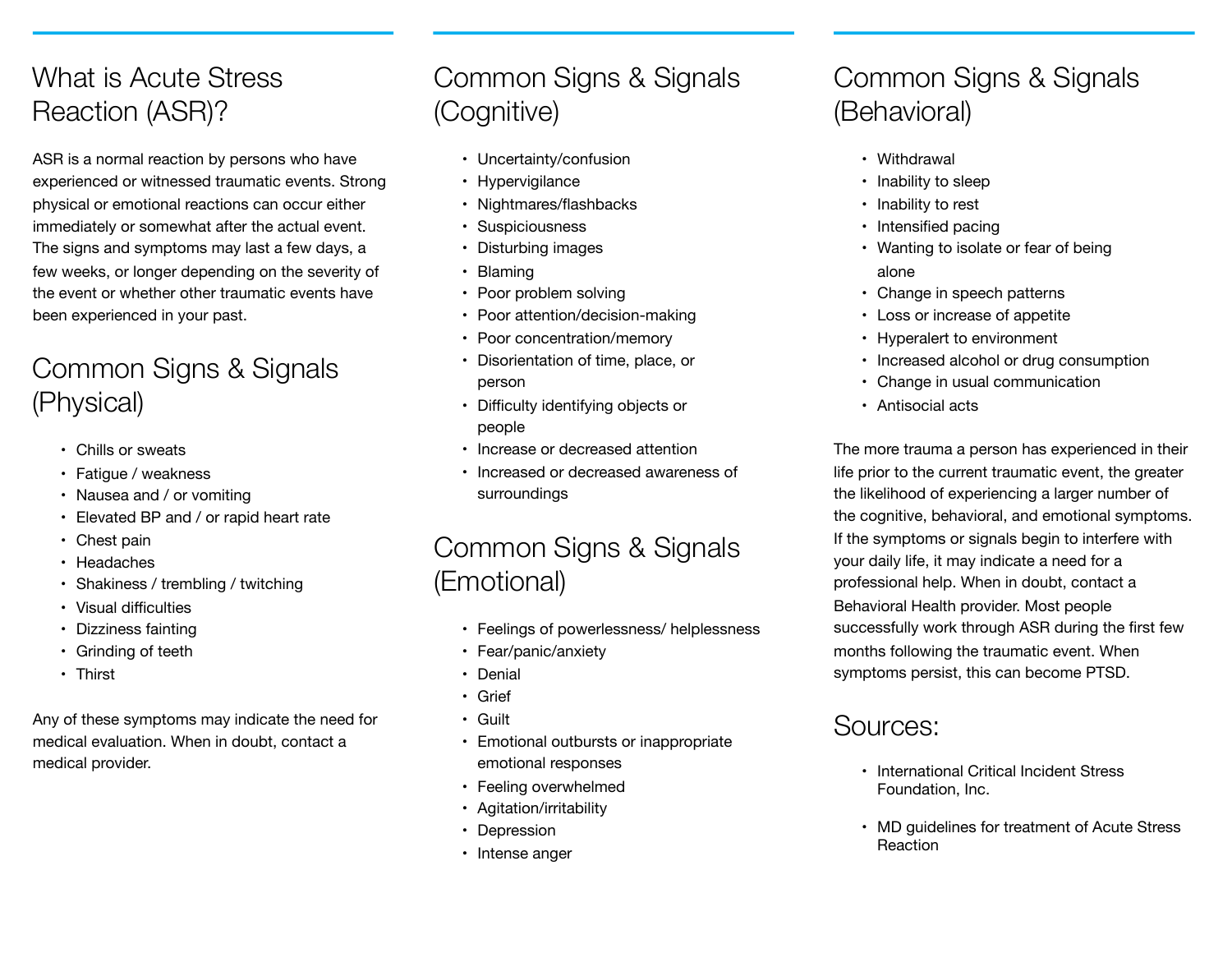## What is Acute Stress Reaction (ASR)?

ASR is a normal reaction by persons who have experienced or witnessed traumatic events. Strong physical or emotional reactions can occur either immediately or somewhat after the actual event. The signs and symptoms may last a few days, a few weeks, or longer depending on the severity of the event or whether other traumatic events have been experienced in your past.

## Common Signs & Signals (Physical)

- Chills or sweats
- Fatigue / weakness
- Nausea and / or vomiting
- Elevated BP and / or rapid heart rate
- Chest pain
- Headaches
- Shakiness / trembling / twitching
- Visual difficulties
- Dizziness fainting
- Grinding of teeth
- Thirst

Any of these symptoms may indicate the need for medical evaluation. When in doubt, contact a medical provider.

## Common Signs & Signals (Cognitive)

- Uncertainty/confusion
- Hypervigilance
- Nightmares/flashbacks
- Suspiciousness
- Disturbing images
- Blaming
- Poor problem solving
- Poor attention/decision-making
- Poor concentration/memory
- Disorientation of time, place, or person
- Difficulty identifying objects or people
- Increase or decreased attention
- Increased or decreased awareness of surroundings

## Common Signs & Signals (Emotional)

- Feelings of powerlessness/ helplessness
- Fear/panic/anxiety
- Denial
- Grief
- Guilt
- Emotional outbursts or inappropriate emotional responses
- Feeling overwhelmed
- Agitation/irritability
- Depression
- Intense anger

## Common Signs & Signals (Behavioral)

- Withdrawal
- Inability to sleep
- Inability to rest
- Intensified pacing
- Wanting to isolate or fear of being alone
- Change in speech patterns
- Loss or increase of appetite
- Hyperalert to environment
- Increased alcohol or drug consumption
- Change in usual communication
- Antisocial acts

The more trauma a person has experienced in their life prior to the current traumatic event, the greater the likelihood of experiencing a larger number of the cognitive, behavioral, and emotional symptoms. If the symptoms or signals begin to interfere with your daily life, it may indicate a need for a professional help. When in doubt, contact a Behavioral Health provider. Most people successfully work through ASR during the first few months following the traumatic event. When symptoms persist, this can become PTSD.

## Sources:

- International Critical Incident Stress Foundation, Inc.
- MD guidelines for treatment of Acute Stress Reaction